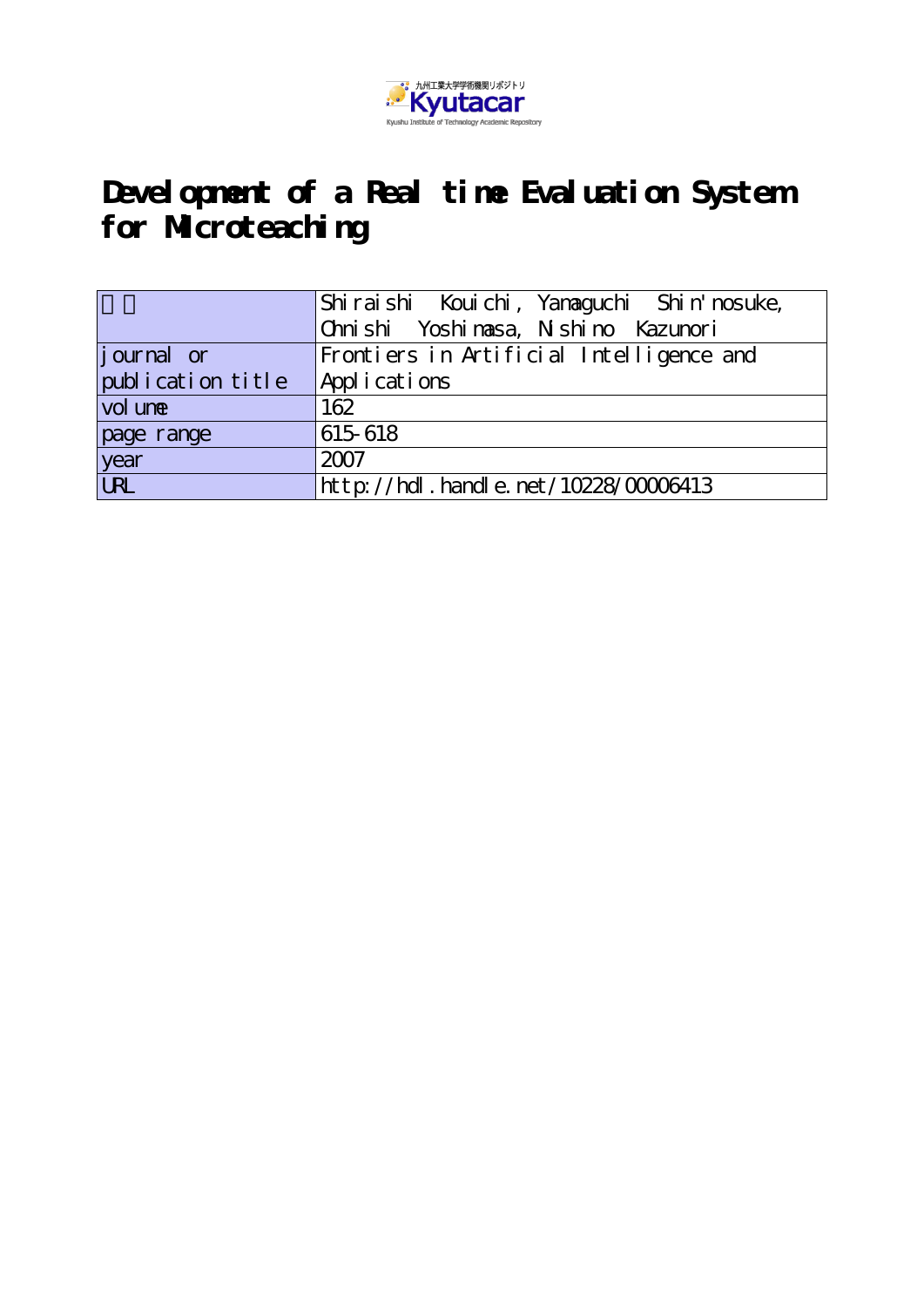# Development of a Real time Evaluation System for Microteaching

| 著者 | Shiraishi Kouichi, Yamaguchi Shin'nosuke, Ohnishi Yoshimasa, Nishino Kazunori |
|---|---|
| journal or publication title | Frontiers in Artificial Intelligence and Applications |
| volume | 162 |
| page range | 615-618 |
| year | 2007 |
| URL | http://hdl.handle.net/10228/00006413 |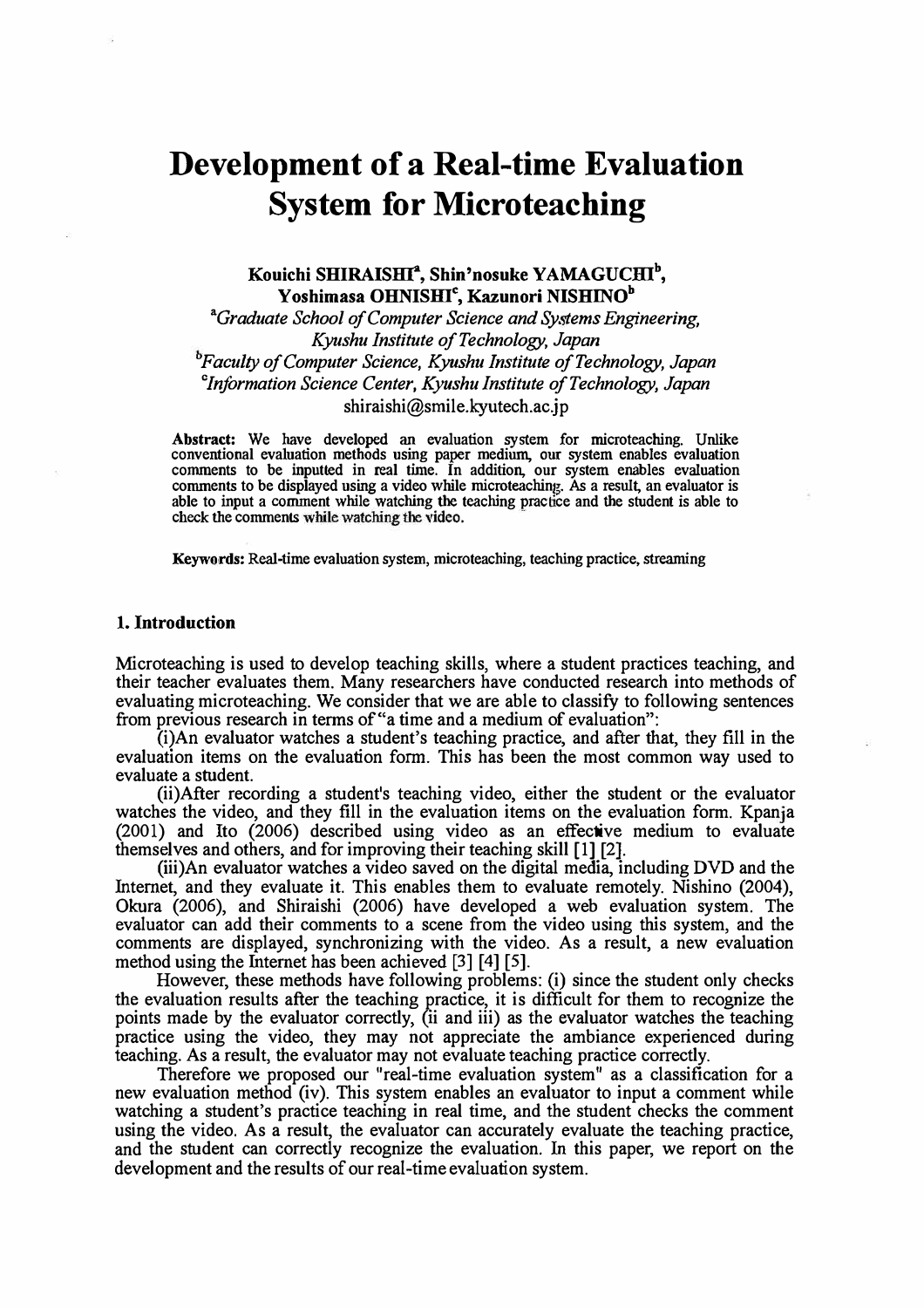# Development of a Real-time Evaluation System for Microteaching

**Kouichi SHIRAISHI[a], Shin'nosuke YAMAGUCHI[b], Yoshimasa OHNISHI[c], Kazunori NISHINO[b]**

[a]*Graduate School of Computer Science and Systems Engineering, Kyushu Institute of Technology, Japan*
[b]*Faculty of Computer Science, Kyushu Institute of Technology, Japan*
[c]*Information Science Center, Kyushu Institute of Technology, Japan*
shiraishi@smile.kyutech.ac.jp

**Abstract:** We have developed an evaluation system for microteaching. Unlike conventional evaluation methods using paper medium, our system enables evaluation comments to be inputted in real time. In addition, our system enables evaluation comments to be displayed using a video while microteaching. As a result, an evaluator is able to input a comment while watching the teaching practice and the student is able to check the comments while watching the video.

**Keywords:** Real-time evaluation system, microteaching, teaching practice, streaming

## 1. Introduction

Microteaching is used to develop teaching skills, where a student practices teaching, and their teacher evaluates them. Many researchers have conducted research into methods of evaluating microteaching. We consider that we are able to classify to following sentences from previous research in terms of "a time and a medium of evaluation":

(i)An evaluator watches a student's teaching practice, and after that, they fill in the evaluation items on the evaluation form. This has been the most common way used to evaluate a student.

(ii)After recording a student's teaching video, either the student or the evaluator watches the video, and they fill in the evaluation items on the evaluation form. Kpanja (2001) and Ito (2006) described using video as an effective medium to evaluate themselves and others, and for improving their teaching skill [1] [2].

(iii)An evaluator watches a video saved on the digital media, including DVD and the Internet, and they evaluate it. This enables them to evaluate remotely. Nishino (2004), Okura (2006), and Shiraishi (2006) have developed a web evaluation system. The evaluator can add their comments to a scene from the video using this system, and the comments are displayed, synchronizing with the video. As a result, a new evaluation method using the Internet has been achieved [3] [4] [5].

However, these methods have following problems: (i) since the student only checks the evaluation results after the teaching practice, it is difficult for them to recognize the points made by the evaluator correctly, (ii and iii) as the evaluator watches the teaching practice using the video, they may not appreciate the ambiance experienced during teaching. As a result, the evaluator may not evaluate teaching practice correctly.

Therefore we proposed our "real-time evaluation system" as a classification for a new evaluation method (iv). This system enables an evaluator to input a comment while watching a student's practice teaching in real time, and the student checks the comment using the video. As a result, the evaluator can accurately evaluate the teaching practice, and the student can correctly recognize the evaluation. In this paper, we report on the development and the results of our real-time evaluation system.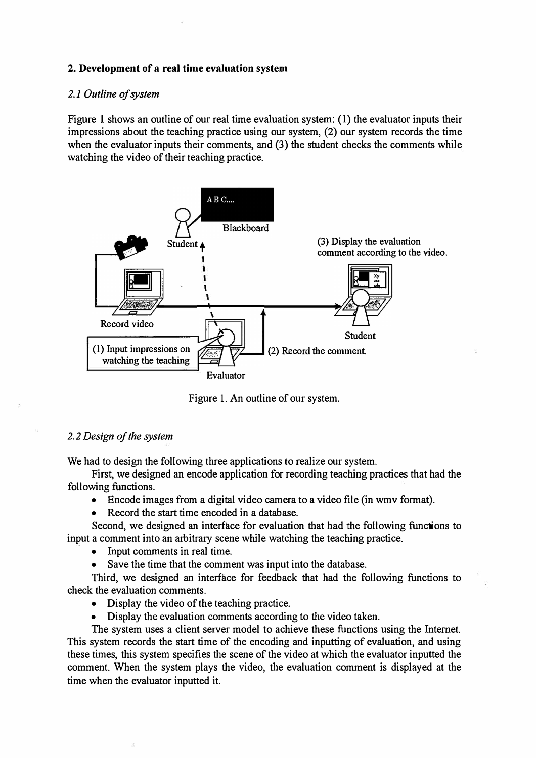## 2. Development of a real time evaluation system

### *2.1 Outline of system*

Figure 1 shows an outline of our real time evaluation system: (1) the evaluator inputs their impressions about the teaching practice using our system, (2) our system records the time when the evaluator inputs their comments, and (3) the student checks the comments while watching the video of their teaching practice.

Figure 1. An outline of our system.

### *2.2 Design of the system*

We had to design the following three applications to realize our system.

First, we designed an encode application for recording teaching practices that had the following functions.

- Encode images from a digital video camera to a video file (in wmv format).
- Record the start time encoded in a database.

Second, we designed an interface for evaluation that had the following functions to input a comment into an arbitrary scene while watching the teaching practice.

- Input comments in real time.
- Save the time that the comment was input into the database.

Third, we designed an interface for feedback that had the following functions to check the evaluation comments.

- Display the video of the teaching practice.
- Display the evaluation comments according to the video taken.

The system uses a client server model to achieve these functions using the Internet. This system records the start time of the encoding and inputting of evaluation, and using these times, this system specifies the scene of the video at which the evaluator inputted the comment. When the system plays the video, the evaluation comment is displayed at the time when the evaluator inputted it.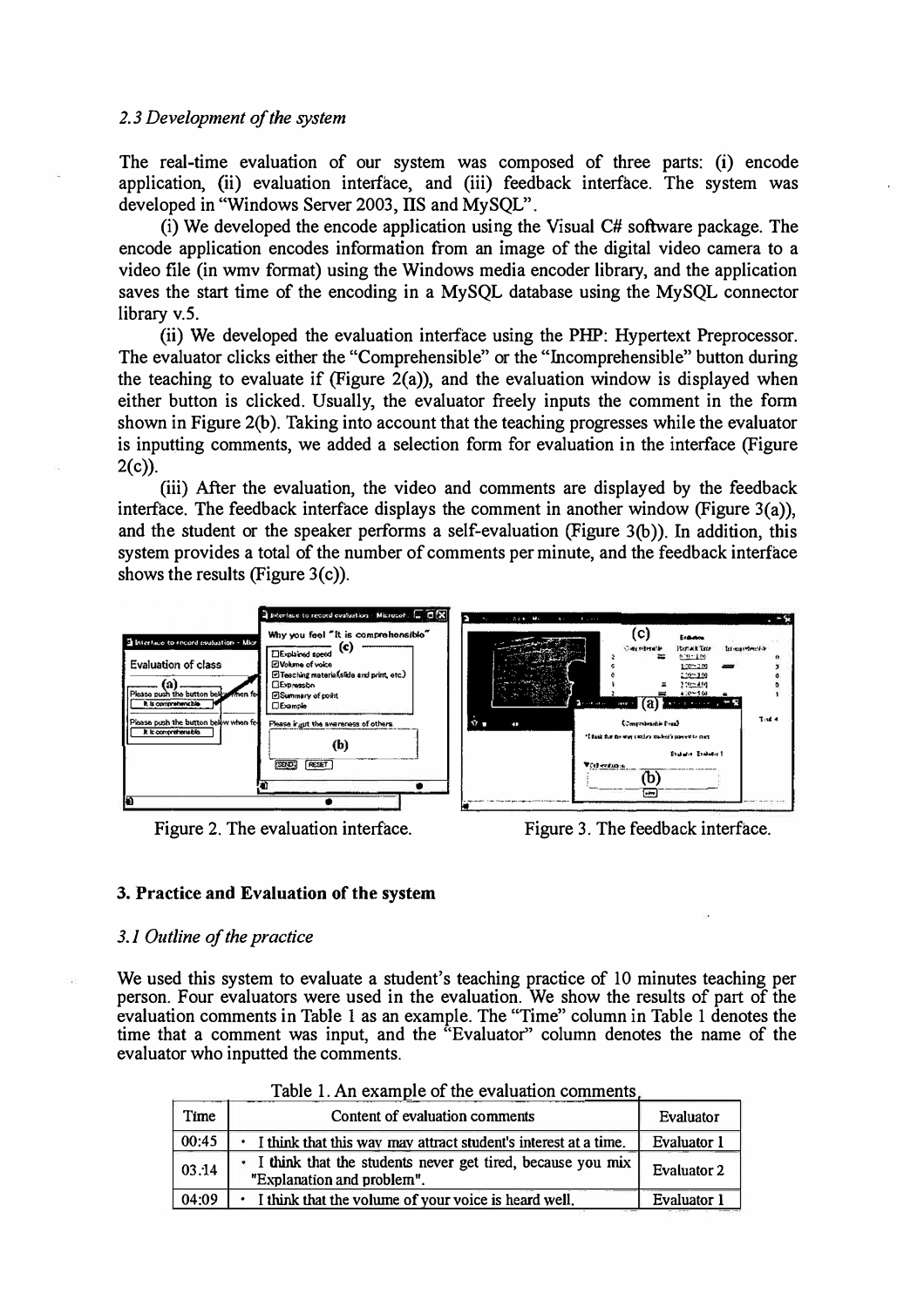### *2.3 Development of the system*

The real-time evaluation of our system was composed of three parts: (i) encode application, (ii) evaluation interface, and (iii) feedback interface. The system was developed in "Windows Server 2003, IIS and MySQL".

(i) We developed the encode application using the Visual C# software package. The encode application encodes information from an image of the digital video camera to a video file (in wmv format) using the Windows media encoder library, and the application saves the start time of the encoding in a MySQL database using the MySQL connector library v.5.

(ii) We developed the evaluation interface using the PHP: Hypertext Preprocessor. The evaluator clicks either the "Comprehensible" or the "Incomprehensible" button during the teaching to evaluate if (Figure 2(a)), and the evaluation window is displayed when either button is clicked. Usually, the evaluator freely inputs the comment in the form shown in Figure 2(b). Taking into account that the teaching progresses while the evaluator is inputting comments, we added a selection form for evaluation in the interface (Figure 2(c)).

(iii) After the evaluation, the video and comments are displayed by the feedback interface. The feedback interface displays the comment in another window (Figure 3(a)), and the student or the speaker performs a self-evaluation (Figure 3(b)). In addition, this system provides a total of the number of comments per minute, and the feedback interface shows the results (Figure 3(c)).

Figure 2. The evaluation interface.

Figure 3. The feedback interface.

## 3. Practice and Evaluation of the system

### *3.1 Outline of the practice*

We used this system to evaluate a student's teaching practice of 10 minutes teaching per person. Four evaluators were used in the evaluation. We show the results of part of the evaluation comments in Table 1 as an example. The "Time" column in Table 1 denotes the time that a comment was input, and the "Evaluator" column denotes the name of the evaluator who inputted the comments.

Table 1. An example of the evaluation comments

| Time | Content of evaluation comments | Evaluator |
|---|---|---|
| 00:45 | • I think that this way may attract student's interest at a time. | Evaluator 1 |
| 03:14 | • I think that the students never get tired, because you mix "Explanation and problem". | Evaluator 2 |
| 04:09 | • I think that the volume of your voice is heard well. | Evaluator 1 |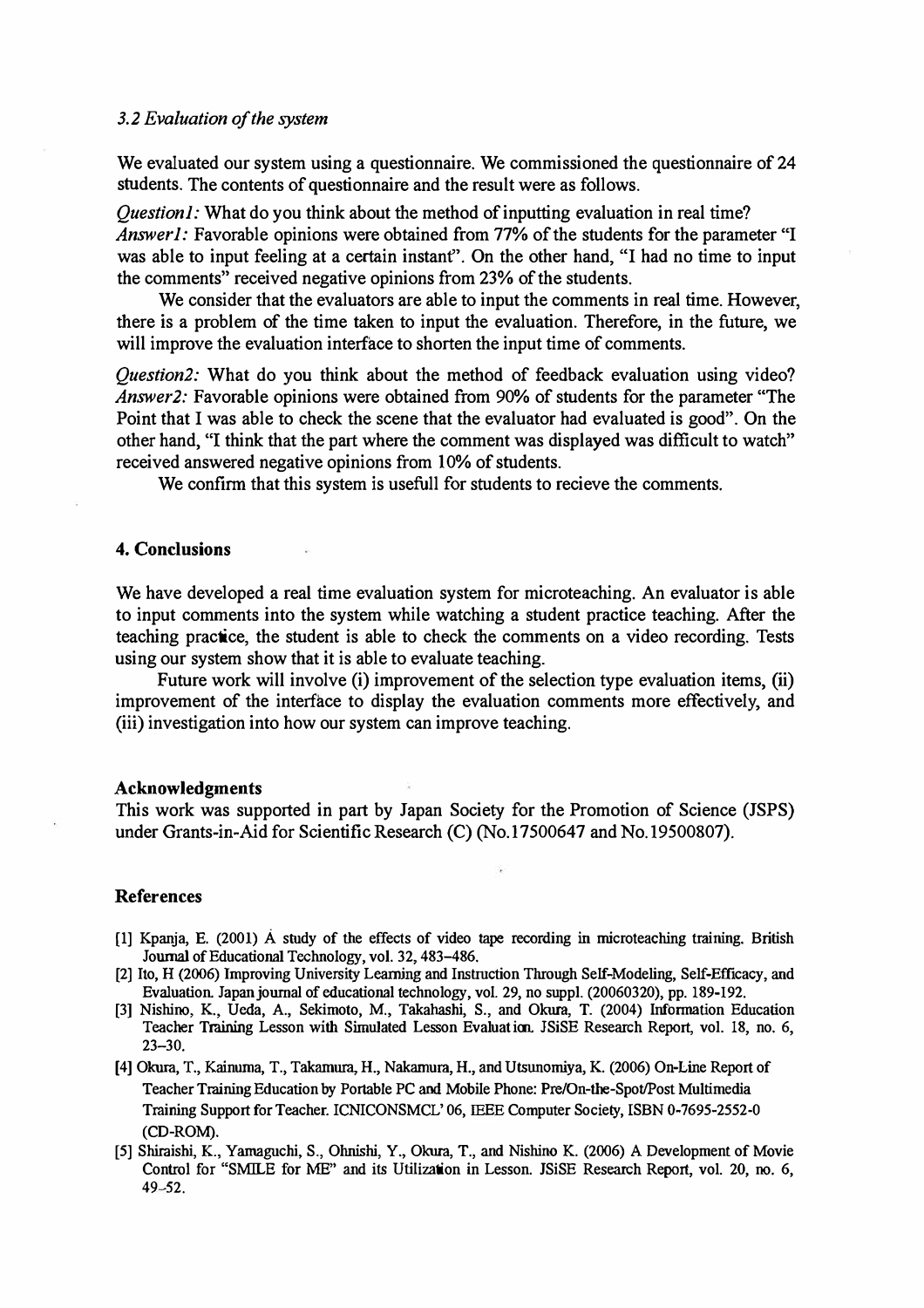### *3.2 Evaluation of the system*

We evaluated our system using a questionnaire. We commissioned the questionnaire of 24 students. The contents of questionnaire and the result were as follows.

*Question1:* What do you think about the method of inputting evaluation in real time?
*Answer1:* Favorable opinions were obtained from 77% of the students for the parameter "I was able to input feeling at a certain instant". On the other hand, "I had no time to input the comments" received negative opinions from 23% of the students.

We consider that the evaluators are able to input the comments in real time. However, there is a problem of the time taken to input the evaluation. Therefore, in the future, we will improve the evaluation interface to shorten the input time of comments.

*Question2:* What do you think about the method of feedback evaluation using video?
*Answer2:* Favorable opinions were obtained from 90% of students for the parameter "The Point that I was able to check the scene that the evaluator had evaluated is good". On the other hand, "I think that the part where the comment was displayed was difficult to watch" received answered negative opinions from 10% of students.

We confirm that this system is usefull for students to recieve the comments.

## 4. Conclusions

We have developed a real time evaluation system for microteaching. An evaluator is able to input comments into the system while watching a student practice teaching. After the teaching practice, the student is able to check the comments on a video recording. Tests using our system show that it is able to evaluate teaching.

Future work will involve (i) improvement of the selection type evaluation items, (ii) improvement of the interface to display the evaluation comments more effectively, and (iii) investigation into how our system can improve teaching.

### Acknowledgments

This work was supported in part by Japan Society for the Promotion of Science (JSPS) under Grants-in-Aid for Scientific Research (C) (No.17500647 and No.19500807).

### References

[1] Kpanja, E. (2001) A study of the effects of video tape recording in microteaching training. British Journal of Educational Technology, vol. 32, 483–486.

[2] Ito, H (2006) Improving University Learning and Instruction Through Self-Modeling, Self-Efficacy, and Evaluation. Japan journal of educational technology, vol. 29, no suppl. (20060320), pp. 189-192.

[3] Nishino, K., Ueda, A., Sekimoto, M., Takahashi, S., and Okura, T. (2004) Information Education Teacher Training Lesson with Simulated Lesson Evaluation. JSiSE Research Report, vol. 18, no. 6, 23–30.

[4] Okura, T., Kainuma, T., Takamura, H., Nakamura, H., and Utsunomiya, K. (2006) On-Line Report of Teacher Training Education by Portable PC and Mobile Phone: Pre/On-the-Spot/Post Multimedia Training Support for Teacher. ICNICONSMCL' 06, IEEE Computer Society, ISBN 0-7695-2552-0 (CD-ROM).

[5] Shiraishi, K., Yamaguchi, S., Ohnishi, Y., Okura, T., and Nishino K. (2006) A Development of Movie Control for "SMILE for ME" and its Utilization in Lesson. JSiSE Research Report, vol. 20, no. 6, 49–52.